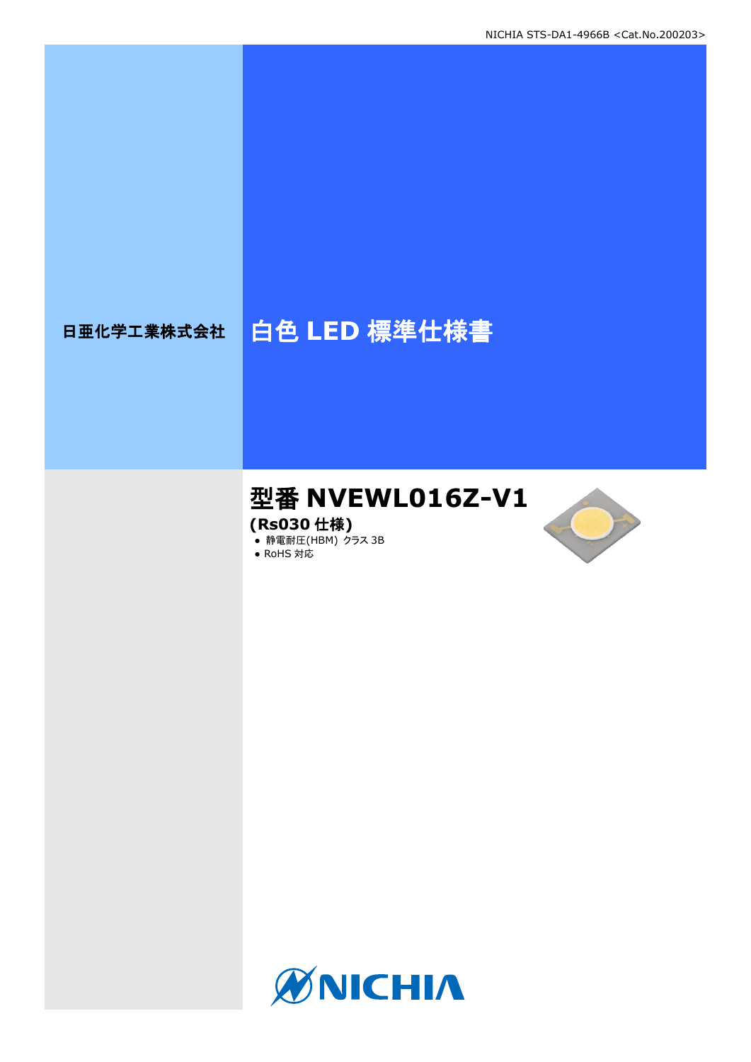日亜化学工業株式会社

# 白色 LED 標準仕様書

## 型番 NVEWL016Z-V1

**(Rs030 仕様)**

- 静電耐圧(HBM) クラス 3B
- RoHS 対応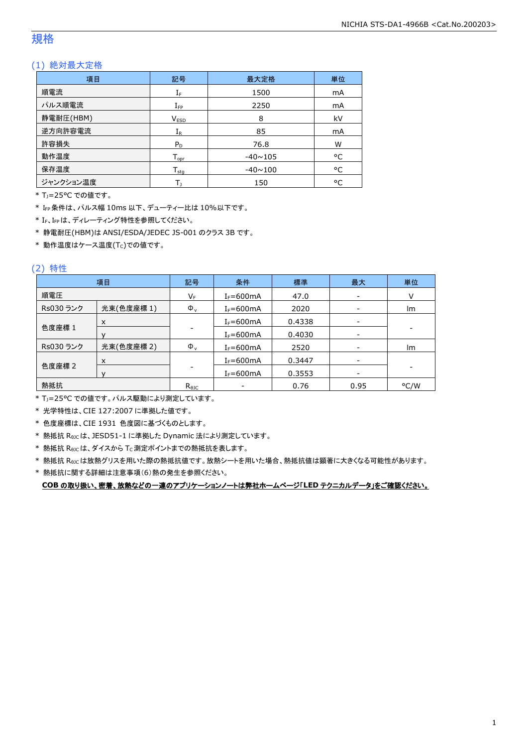# 規格

## (1) 絶対最大定格

| 項目 | 記号 | 最大定格 | 単位 |
|---|---|---|---|
| 順電流 | $I_F$ | 1500 | mA |
| パルス順電流 | $I_{FP}$ | 2250 | mA |
| 静電耐圧(HBM) | $V_{ESD}$ | 8 | kV |
| 逆方向許容電流 | $I_R$ | 85 | mA |
| 許容損失 | $P_D$ | 76.8 | W |
| 動作温度 | $T_{opr}$ | -40~105 | °C |
| 保存温度 | $T_{stg}$ | -40~100 | °C |
| ジャンクション温度 | $T_J$ | 150 | °C |

\* $T_J$=25°C での値です。

\* $I_{FP}$ 条件は、パルス幅 10ms 以下、デューティー比は 10%以下です。

\* $I_F$、$I_{FP}$ は、ディレーティング特性を参照してください。

\* 静電耐圧(HBM)は ANSI/ESDA/JEDEC JS-001 のクラス 3B です。

\* 動作温度はケース温度($T_C$)での値です。

## (2) 特性

| 項目 | | 記号 | 条件 | 標準 | 最大 | 単位 |
|---|---|---|---|---|---|---|
| 順電圧 | | $V_F$ | $I_F$=600mA | 47.0 | - | V |
| Rs030 ランク | 光束(色度座標 1) | $\Phi_v$ | $I_F$=600mA | 2020 | - | lm |
| 色度座標 1 | x | - | $I_F$=600mA | 0.4338 | - | - |
| | y | | $I_F$=600mA | 0.4030 | - | |
| Rs030 ランク | 光束(色度座標 2) | $\Phi_v$ | $I_F$=600mA | 2520 | - | lm |
| 色度座標 2 | x | - | $I_F$=600mA | 0.3447 | - | - |
| | y | | $I_F$=600mA | 0.3553 | - | |
| 熱抵抗 | | $R_{\theta JC}$ | - | 0.76 | 0.95 | °C/W |

\* $T_J$=25°C での値です。パルス駆動により測定しています。

\* 光学特性は、CIE 127:2007 に準拠した値です。

\* 色度座標は、CIE 1931 色度図に基づくものとします。

\* 熱抵抗 $R_{\theta JC}$ は、JESD51-1 に準拠した Dynamic 法により測定しています。

\* 熱抵抗 $R_{\theta JC}$ は、ダイスから $T_C$ 測定ポイントまでの熱抵抗を表します。

\* 熱抵抗 $R_{\theta JC}$ は放熱グリスを用いた際の熱抵抗値です。放熱シートを用いた場合、熱抵抗値は顕著に大きくなる可能性があります。

\* 熱抵抗に関する詳細は注意事項(6)熱の発生を参照ください。

**COB の取り扱い、密着、放熱などの一連のアプリケーションノートは弊社ホームページ「LED テクニカルデータ」をご確認ください。**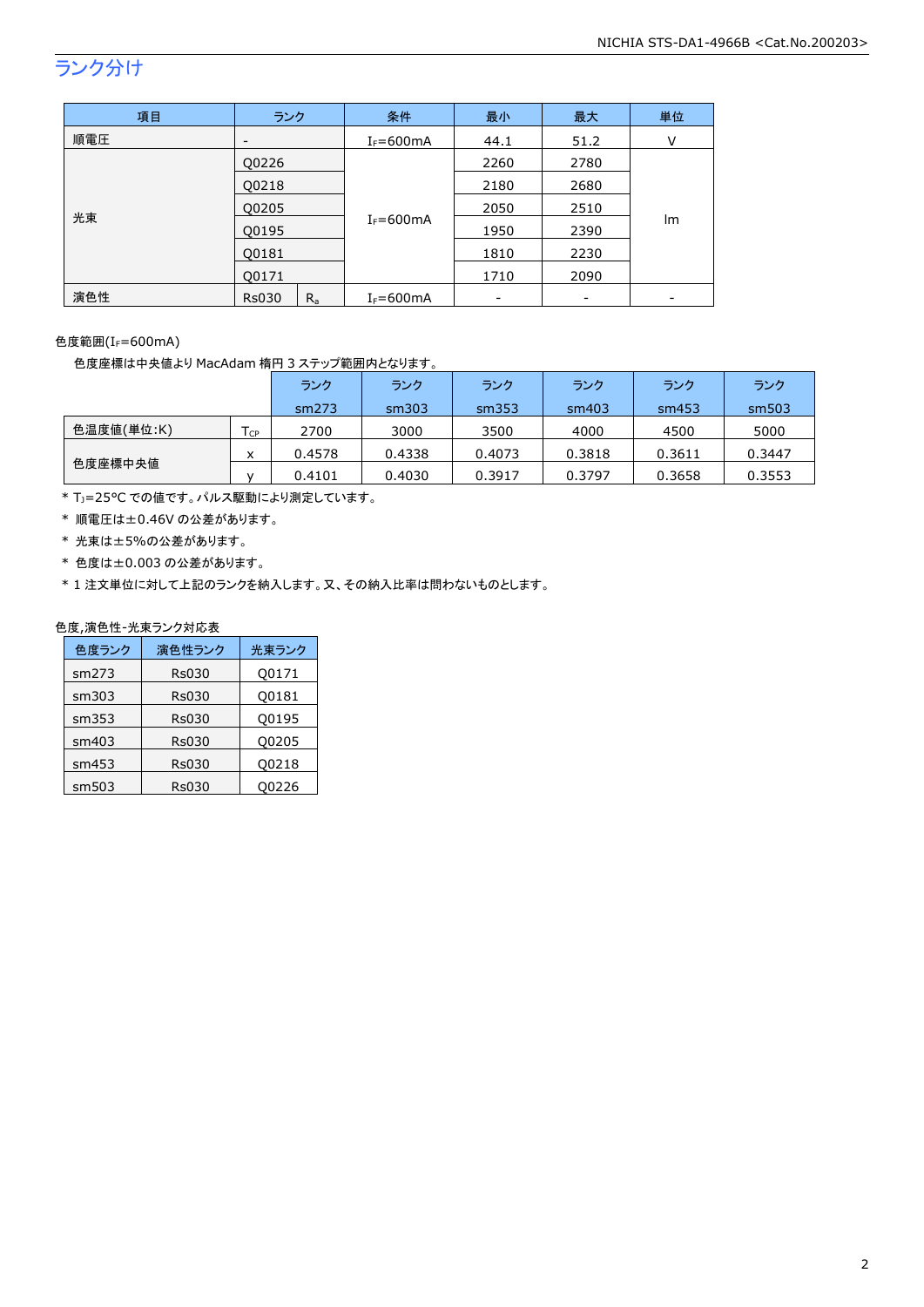## ランク分け

| 項目 | ランク | | 条件 | 最小 | 最大 | 単位 |
|---|---|---|---|---|---|---|
| 順電圧 | - | | $I_F$=600mA | 44.1 | 51.2 | V |
| 光束 | Q0226 | | $I_F$=600mA | 2260 | 2780 | lm |
| | Q0218 | | | 2180 | 2680 | |
| | Q0205 | | | 2050 | 2510 | |
| | Q0195 | | | 1950 | 2390 | |
| | Q0181 | | | 1810 | 2230 | |
| | Q0171 | | | 1710 | 2090 | |
| 演色性 | Rs030 | $R_a$ | $I_F$=600mA | - | - | - |

色度範囲($I_F$=600mA)

色度座標は中央値より MacAdam 楕円 3 ステップ範囲内となります。

| | | ランク sm273 | ランク sm303 | ランク sm353 | ランク sm403 | ランク sm453 | ランク sm503 |
|---|---|---|---|---|---|---|---|
| 色温度値(単位:K) | $T_{CP}$ | 2700 | 3000 | 3500 | 4000 | 4500 | 5000 |
| 色度座標中央値 | x | 0.4578 | 0.4338 | 0.4073 | 0.3818 | 0.3611 | 0.3447 |
| | y | 0.4101 | 0.4030 | 0.3917 | 0.3797 | 0.3658 | 0.3553 |

* $T_J$=25°C での値です。パルス駆動により測定しています。
* 順電圧は±0.46V の公差があります。
* 光束は±5%の公差があります。
* 色度は±0.003 の公差があります。
* 1 注文単位に対して上記のランクを納入します。又、その納入比率は問わないものとします。

色度,演色性-光束ランク対応表

| 色度ランク | 演色性ランク | 光束ランク |
|---|---|---|
| sm273 | Rs030 | Q0171 |
| sm303 | Rs030 | Q0181 |
| sm353 | Rs030 | Q0195 |
| sm403 | Rs030 | Q0205 |
| sm453 | Rs030 | Q0218 |
| sm503 | Rs030 | Q0226 |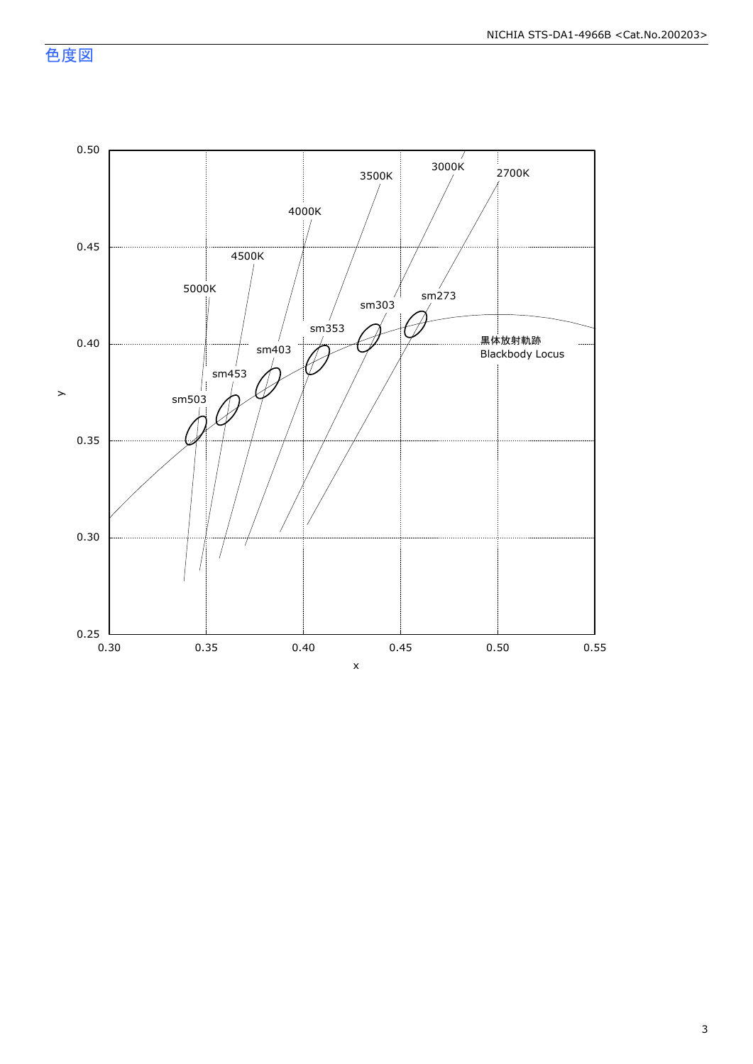## 色度図

0.50
0.45
0.40
0.35
0.30
0.25

y

0.30 0.35 0.40 0.45 0.50 0.55

x

5000K
4500K
4000K
3500K
3000K
2700K

sm503
sm453
sm403
sm353
sm303
sm273

黒体放射軌跡
Blackbody Locus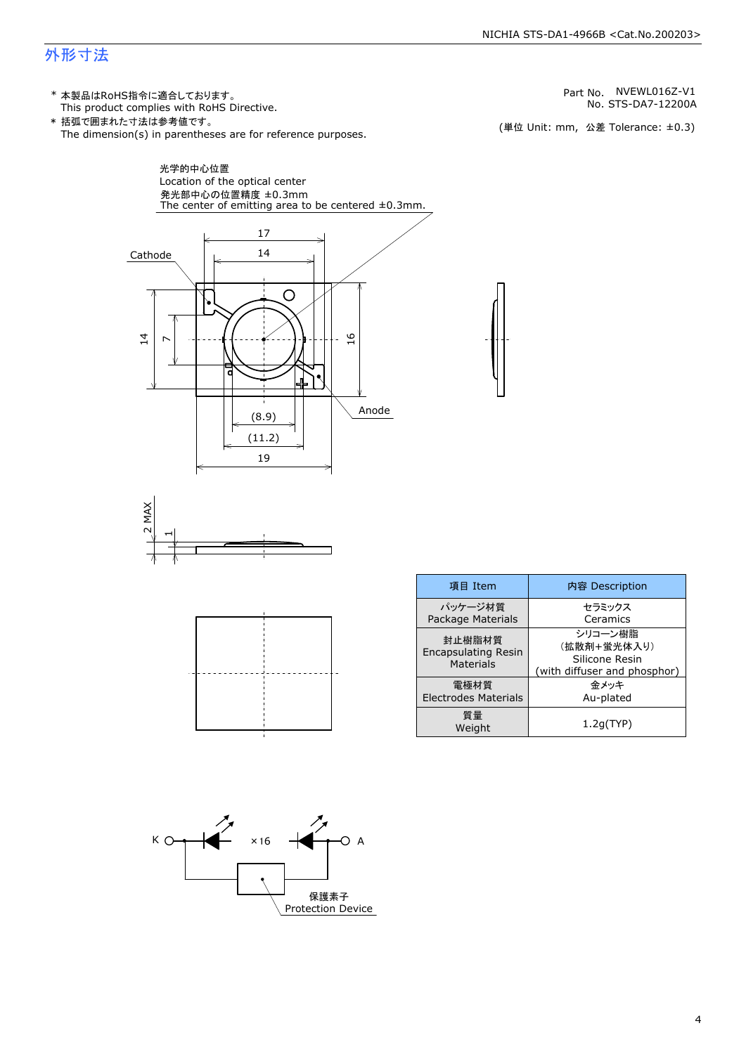# 外形寸法

\* 本製品はRoHS指令に適合しております。
This product complies with RoHS Directive.

\* 括弧で囲まれた寸法は参考値です。
The dimension(s) in parentheses are for reference purposes.

Part No. NVEWL016Z-V1
No. STS-DA7-12200A

(単位 Unit: mm, 公差 Tolerance: ±0.3)

光学的中心位置
Location of the optical center
発光部中心の位置精度 ±0.3mm
The center of emitting area to be centered ±0.3mm.

Cathode

Anode

17
14
14
7
16
(8.9)
(11.2)
19
2 MAX
1

| 項目 Item | 内容 Description |
|---|---|
| パッケージ材質<br>Package Materials | セラミックス<br>Ceramics |
| 封止樹脂材質<br>Encapsulating Resin Materials | シリコーン樹脂<br>(拡散剤+蛍光体入り)<br>Silicone Resin<br>(with diffuser and phosphor) |
| 電極材質<br>Electrodes Materials | 金メッキ<br>Au-plated |
| 質量<br>Weight | 1.2g(TYP) |

K

×16

A

保護素子
Protection Device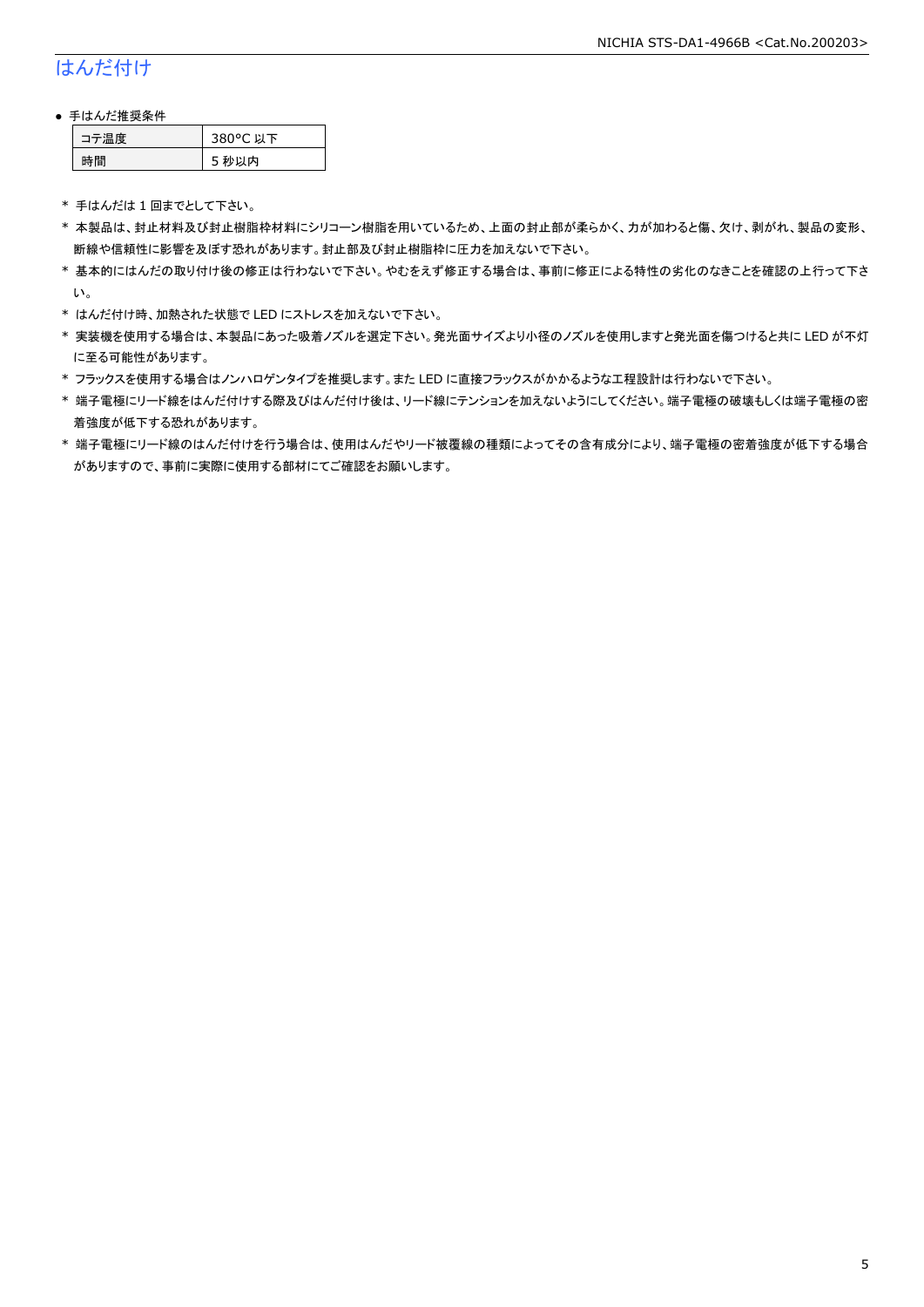## はんだ付け

- 手はんだ推奨条件

| コテ温度 | 380°C 以下 |
| --- | --- |
| 時間 | 5 秒以内 |

\* 手はんだは 1 回までとして下さい。
\* 本製品は、封止材料及び封止樹脂枠材料にシリコーン樹脂を用いているため、上面の封止部が柔らかく、力が加わると傷、欠け、剥がれ、製品の変形、断線や信頼性に影響を及ぼす恐れがあります。封止部及び封止樹脂枠に圧力を加えないで下さい。
\* 基本的にはんだの取り付け後の修正は行わないで下さい。やむをえず修正する場合は、事前に修正による特性の劣化のなきことを確認の上行って下さい。
\* はんだ付け時、加熱された状態で LED にストレスを加えないで下さい。
\* 実装機を使用する場合は、本製品にあった吸着ノズルを選定下さい。発光面サイズより小径のノズルを使用しますと発光面を傷つけると共に LED が不灯に至る可能性があります。
\* フラックスを使用する場合はノンハロゲンタイプを推奨します。また LED に直接フラックスがかかるような工程設計は行わないで下さい。
\* 端子電極にリード線をはんだ付けする際及びはんだ付け後は、リード線にテンションを加えないようにしてください。端子電極の破壊もしくは端子電極の密着強度が低下する恐れがあります。
\* 端子電極にリード線のはんだ付けを行う場合は、使用はんだやリード被覆線の種類によってその含有成分により、端子電極の密着強度が低下する場合がありますので、事前に実際に使用する部材にてご確認をお願いします。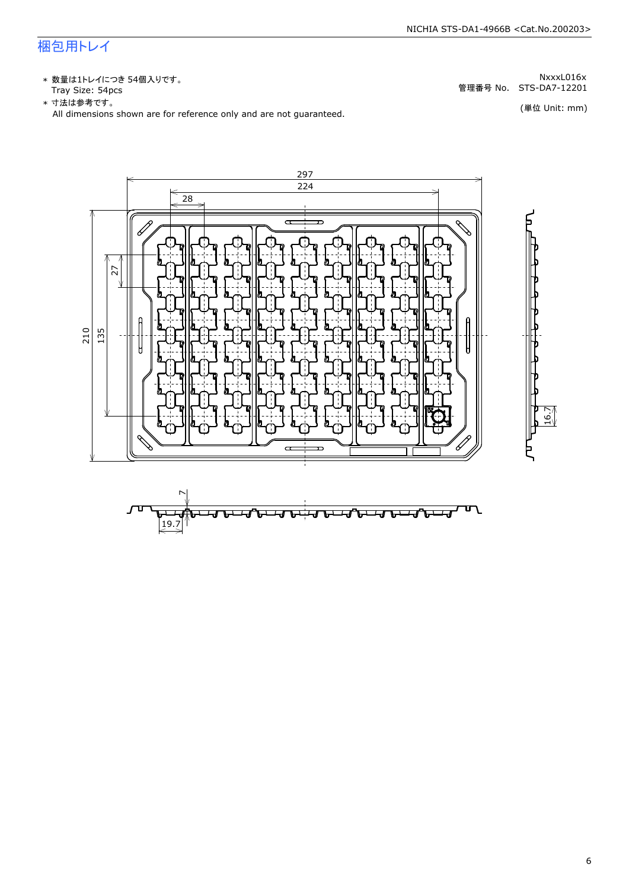# 梱包用トレイ

* 数量は1トレイにつき 54個入りです。
  Tray Size: 54pcs
* 寸法は参考です。
  All dimensions shown are for reference only and are not guaranteed.

NxxxL016x
管理番号 No. STS-DA7-12201

(単位 Unit: mm)

297
224
28
27
210
135
16.7
7
19.7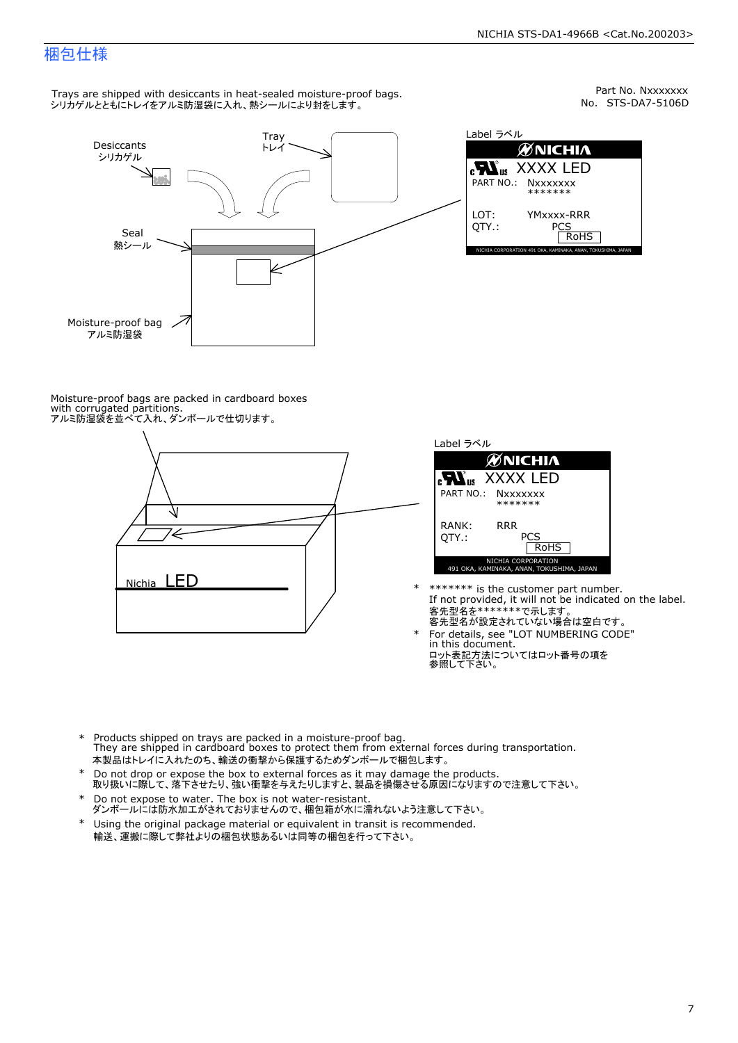## 梱包仕様

Part No. Nxxxxxxx
No. STS-DA7-5106D

Trays are shipped with desiccants in heat-sealed moisture-proof bags.
シリカゲルとともにトレイをアルミ防湿袋に入れ、熱シールにより封をします。

Desiccants
シリカゲル

Tray
トレイ

Seal
熱シール

Moisture-proof bag
アルミ防湿袋

Label ラベル

NICHIA
XXXX LED
PART NO.: Nxxxxxxx
*******
LOT: YMxxxx-RRR
QTY.: PCS
RoHS
NICHIA CORPORATION 491 OKA, KAMINAKA, ANAN, TOKUSHIMA, JAPAN

Moisture-proof bags are packed in cardboard boxes with corrugated partitions.
アルミ防湿袋を並べて入れ、ダンボールで仕切ります。

Nichia LED

Label ラベル

NICHIA
XXXX LED
PART NO.: Nxxxxxxx
*******
RANK: RRR
QTY.: PCS
RoHS
NICHIA CORPORATION
491 OKA, KAMINAKA, ANAN, TOKUSHIMA, JAPAN

- \* ******* is the customer part number.
  If not provided, it will not be indicated on the label.
  客先型名を*******で示します。
  客先型名が設定されていない場合は空白です。
- \* For details, see "LOT NUMBERING CODE" in this document.
  ロット表記方法についてはロット番号の項を参照して下さい。

- \* Products shipped on trays are packed in a moisture-proof bag.
  They are shipped in cardboard boxes to protect them from external forces during transportation.
  本製品はトレイに入れたのち、輸送の衝撃から保護するためダンボールで梱包します。
- \* Do not drop or expose the box to external forces as it may damage the products.
  取り扱いに際して、落下させたり、強い衝撃を与えたりしますと、製品を損傷させる原因になりますので注意して下さい。
- \* Do not expose to water. The box is not water-resistant.
  ダンボールには防水加工がされておりませんので、梱包箱が水に濡れないよう注意して下さい。
- \* Using the original package material or equivalent in transit is recommended.
  輸送、運搬に際して弊社よりの梱包状態あるいは同等の梱包を行って下さい。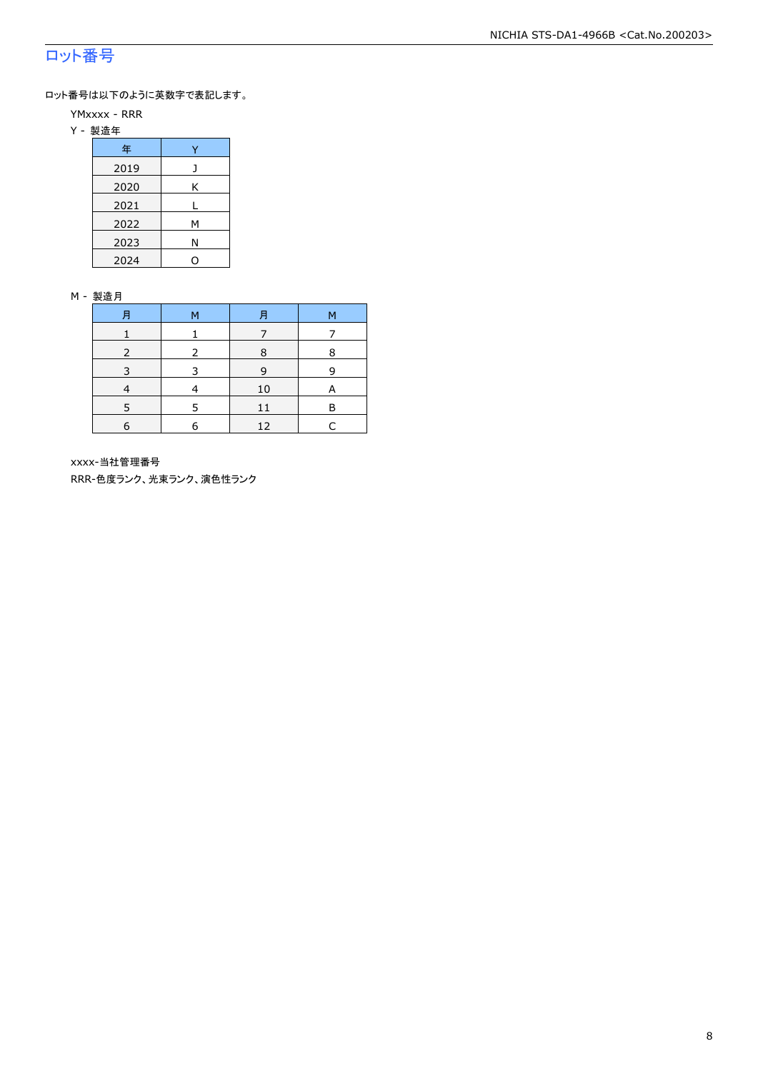# ロット番号

ロット番号は以下のように英数字で表記します。

YMxxxx - RRR

Y - 製造年

| 年 | Y |
|---|---|
| 2019 | J |
| 2020 | K |
| 2021 | L |
| 2022 | M |
| 2023 | N |
| 2024 | O |

M - 製造月

| 月 | M | 月 | M |
|---|---|---|---|
| 1 | 1 | 7 | 7 |
| 2 | 2 | 8 | 8 |
| 3 | 3 | 9 | 9 |
| 4 | 4 | 10 | A |
| 5 | 5 | 11 | B |
| 6 | 6 | 12 | C |

xxxx-当社管理番号

RRR-色度ランク、光束ランク、演色性ランク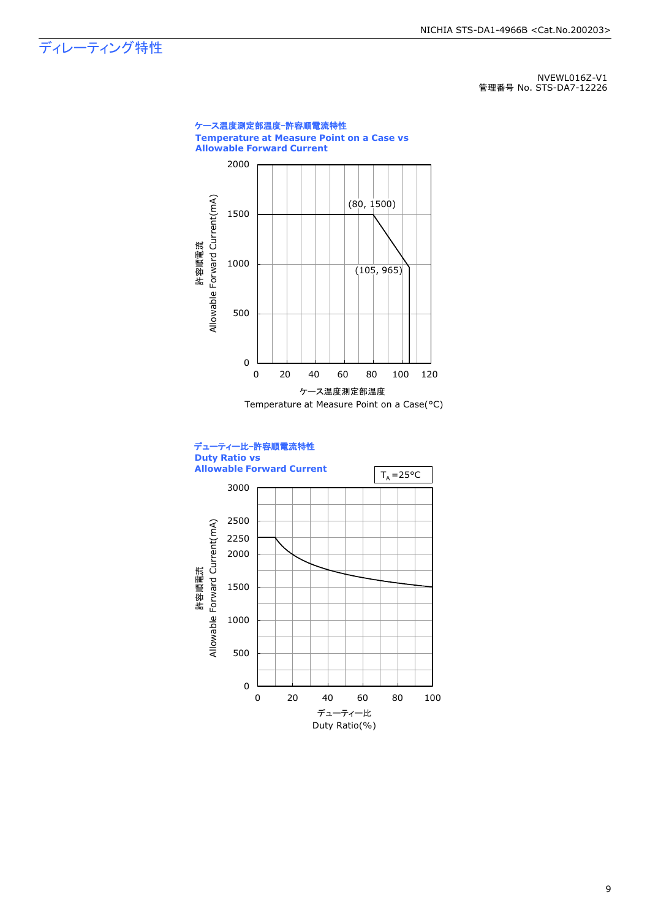# ディレーティング特性

NVEWL016Z-V1
管理番号 No. STS-DA7-12226

**ケース温度測定部温度-許容順電流特性**
**Temperature at Measure Point on a Case vs Allowable Forward Current**

許容順電流
Allowable Forward Current(mA)

(80, 1500)
(105, 965)

ケース温度測定部温度
Temperature at Measure Point on a Case(°C)

**デューティー比-許容順電流特性**
**Duty Ratio vs Allowable Forward Current**

$T_A$=25°C

許容順電流
Allowable Forward Current(mA)

デューティー比
Duty Ratio(%)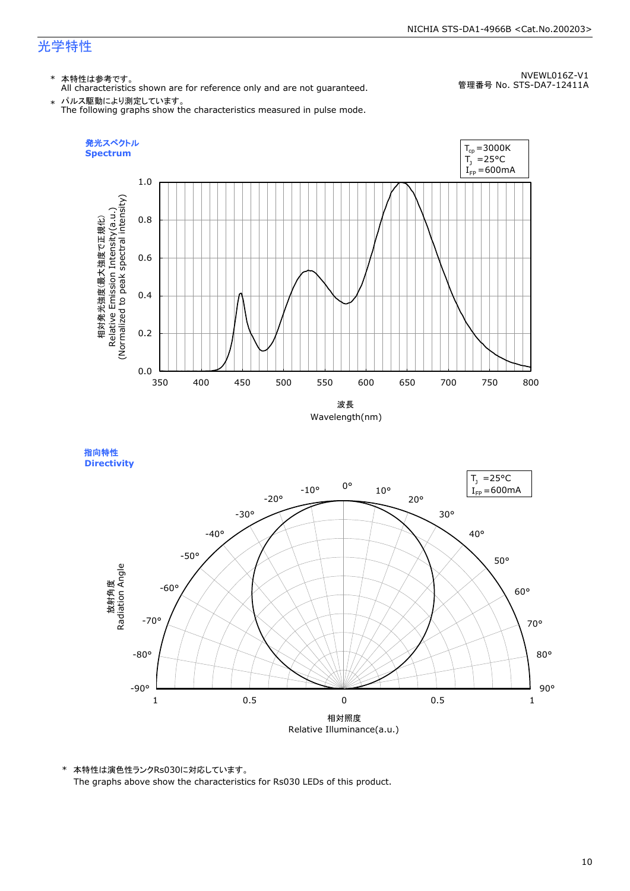# 光学特性

NVEWL016Z-V1
管理番号 No. STS-DA7-12411A

\* 本特性は参考です。
All characteristics shown are for reference only and are not guaranteed.

\* パルス駆動により測定しています。
The following graphs show the characteristics measured in pulse mode.

## 発光スペクトル
## Spectrum

$T_{cp}$ =3000K
$T_J$ =25°C
$I_{FP}$ =600mA

相対発光強度(最大強度で正規化)
Relative Emission Intensity(a.u.)
(Normalized to peak spectral intensity)

波長
Wavelength(nm)

## 指向特性
## Directivity

$T_J$ =25°C
$I_{FP}$ =600mA

放射角度
Radiation Angle

相対照度
Relative Illuminance(a.u.)

\* 本特性は演色性ランクRs030に対応しています。
The graphs above show the characteristics for Rs030 LEDs of this product.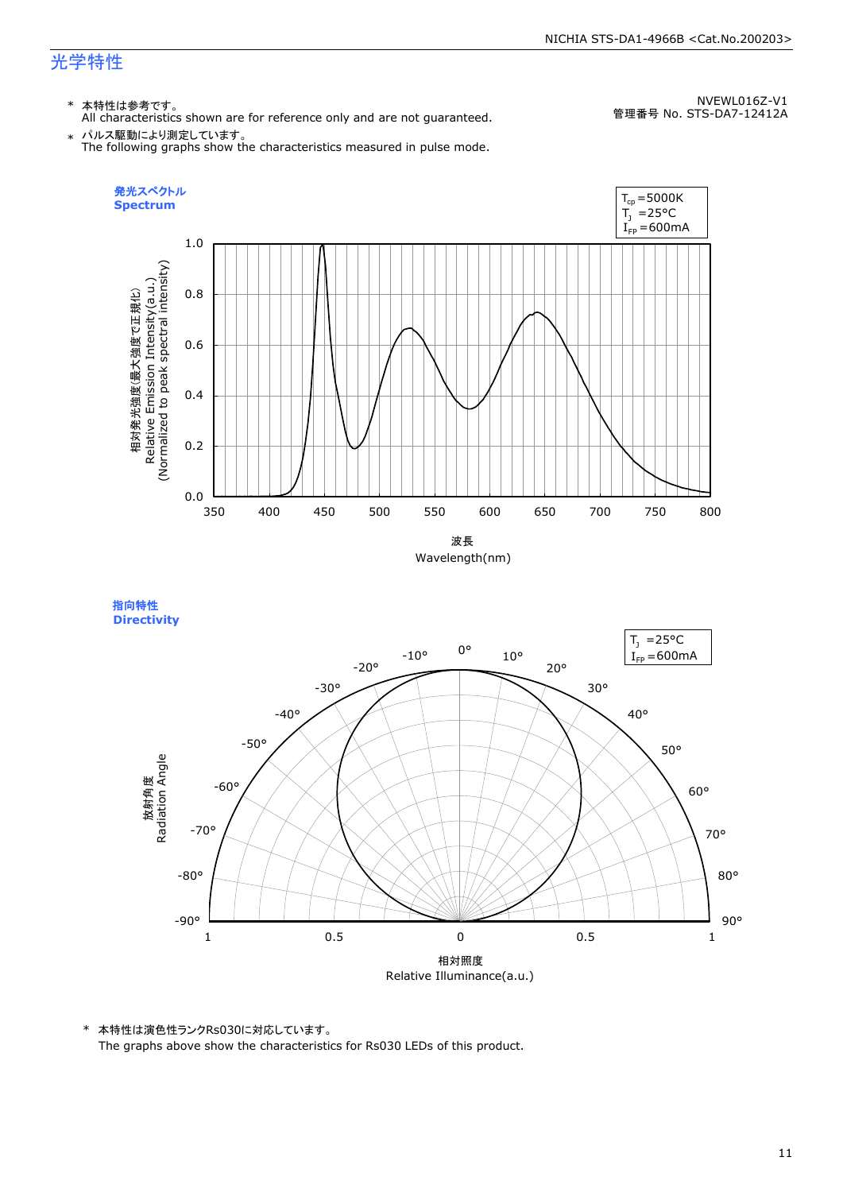## 光学特性

NVEWL016Z-V1
管理番号 No. STS-DA7-12412A

\* 本特性は参考です。
All characteristics shown are for reference only and are not guaranteed.

\* パルス駆動により測定しています。
The following graphs show the characteristics measured in pulse mode.

### 発光スペクトル
### Spectrum

$T_{cp}$=5000K
$T_J$ =25°C
$I_{FP}$=600mA

相対発光強度(最大強度で正規化)
Relative Emission Intensity(a.u.)
(Normalized to peak spectral intensity)

波長
Wavelength(nm)

### 指向特性
### Directivity

$T_J$ =25°C
$I_{FP}$=600mA

放射角度
Radiation Angle

相対照度
Relative Illuminance(a.u.)

\* 本特性は演色性ランクRs030に対応しています。
The graphs above show the characteristics for Rs030 LEDs of this product.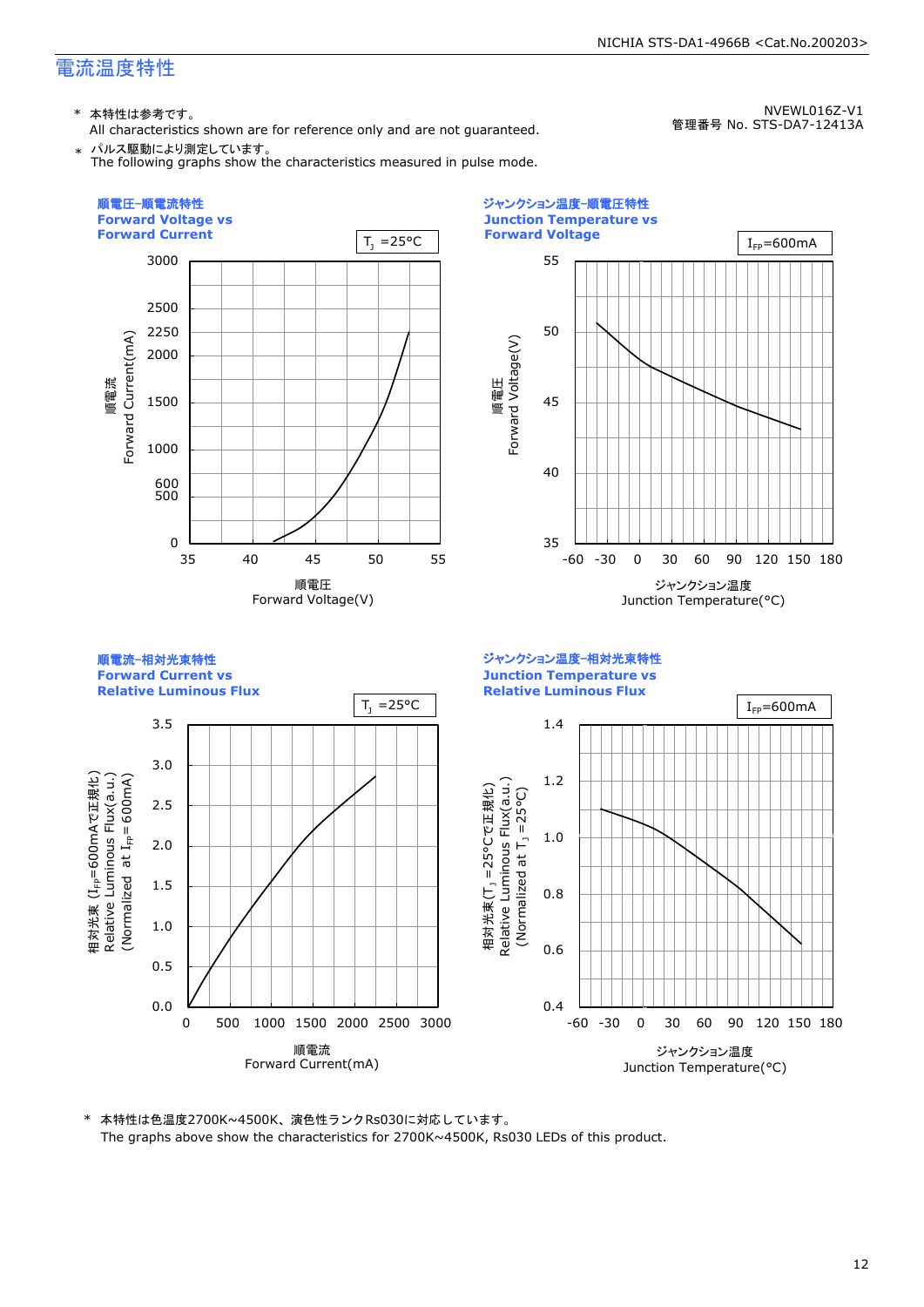NVEWL016Z-V1
管理番号 No. STS-DA7-12413A

## 電流温度特性

* 本特性は参考です。
  All characteristics shown are for reference only and are not guaranteed.
* パルス駆動により測定しています。
  The following graphs show the characteristics measured in pulse mode.

### 順電圧-順電流特性 Forward Voltage vs Forward Current

$T_J$ =25°C

順電流 Forward Current(mA): 0, 500, 600, 1000, 1500, 2000, 2250, 2500, 3000

順電圧 Forward Voltage(V): 35, 40, 45, 50, 55

### ジャンクション温度-順電圧特性 Junction Temperature vs Forward Voltage

$I_{FP}$=600mA

順電圧 Forward Voltage(V): 35, 40, 45, 50, 55

ジャンクション温度 Junction Temperature(°C): -60, -30, 0, 30, 60, 90, 120, 150, 180

### 順電流-相対光束特性 Forward Current vs Relative Luminous Flux

$T_J$ =25°C

相対光束 ($I_{FP}$=600mAで正規化) Relative Luminous Flux(a.u.) (Normalized at $I_{FP}$= 600mA): 0.0, 0.5, 1.0, 1.5, 2.0, 2.5, 3.0, 3.5

順電流 Forward Current(mA): 0, 500, 1000, 1500, 2000, 2500, 3000

### ジャンクション温度-相対光束特性 Junction Temperature vs Relative Luminous Flux

$I_{FP}$=600mA

相対光束($T_J$ =25°Cで正規化) Relative Luminous Flux(a.u.) (Normalized at $T_J$ =25°C): 0.4, 0.6, 0.8, 1.0, 1.2, 1.4

ジャンクション温度 Junction Temperature(°C): -60, -30, 0, 30, 60, 90, 120, 150, 180

* 本特性は色温度2700K~4500K、演色性ランクRs030に対応しています。
  The graphs above show the characteristics for 2700K~4500K, Rs030 LEDs of this product.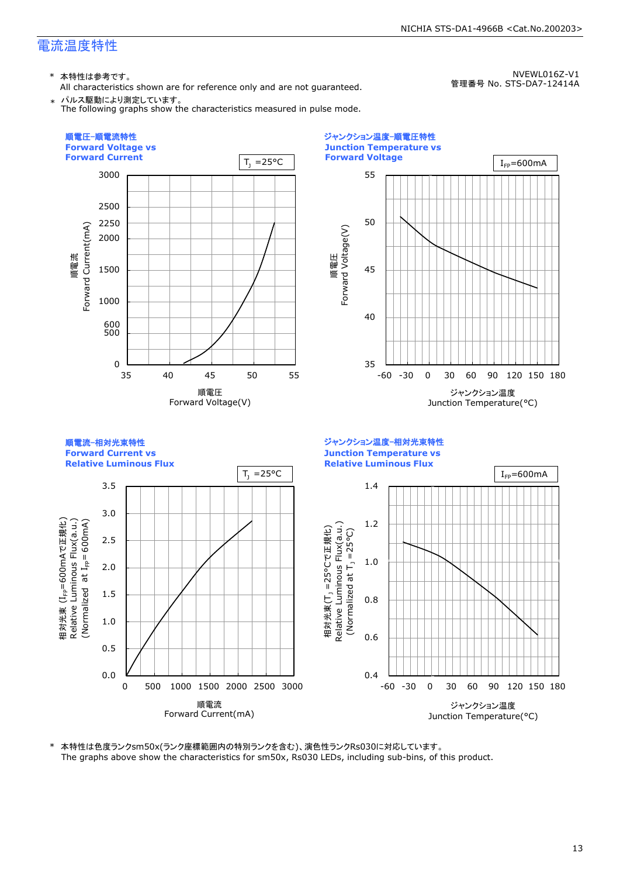## 電流温度特性

NVEWL016Z-V1
管理番号 No. STS-DA7-12414A

\* 本特性は参考です。
All characteristics shown are for reference only and are not guaranteed.

\* パルス駆動により測定しています。
The following graphs show the characteristics measured in pulse mode.

**順電圧-順電流特性**
**Forward Voltage vs Forward Current**

$T_J$ =25°C

順電流 Forward Current(mA): 0, 500, 600, 1000, 1500, 2000, 2250, 2500, 3000

順電圧 Forward Voltage(V): 35, 40, 45, 50, 55

**ジャンクション温度-順電圧特性**
**Junction Temperature vs Forward Voltage**

$I_{FP}$=600mA

順電圧 Forward Voltage(V): 35, 40, 45, 50, 55

ジャンクション温度 Junction Temperature(°C): -60, -30, 0, 30, 60, 90, 120, 150, 180

**順電流-相対光束特性**
**Forward Current vs Relative Luminous Flux**

$T_J$ =25°C

相対光束 ($I_{FP}$=600mAで正規化) Relative Luminous Flux(a.u.) (Normalized at $I_{FP}$=600mA): 0.0, 0.5, 1.0, 1.5, 2.0, 2.5, 3.0, 3.5

順電流 Forward Current(mA): 0, 500, 1000, 1500, 2000, 2500, 3000

**ジャンクション温度-相対光束特性**
**Junction Temperature vs Relative Luminous Flux**

$I_{FP}$=600mA

相対光束($T_J$ =25°Cで正規化) Relative Luminous Flux(a.u.) (Normalized at $T_J$ =25°C): 0.4, 0.6, 0.8, 1.0, 1.2, 1.4

ジャンクション温度 Junction Temperature(°C): -60, -30, 0, 30, 60, 90, 120, 150, 180

\* 本特性は色度ランクsm50x(ランク座標範囲内の特別ランクを含む)、演色性ランクRs030に対応しています。
The graphs above show the characteristics for sm50x, Rs030 LEDs, including sub-bins, of this product.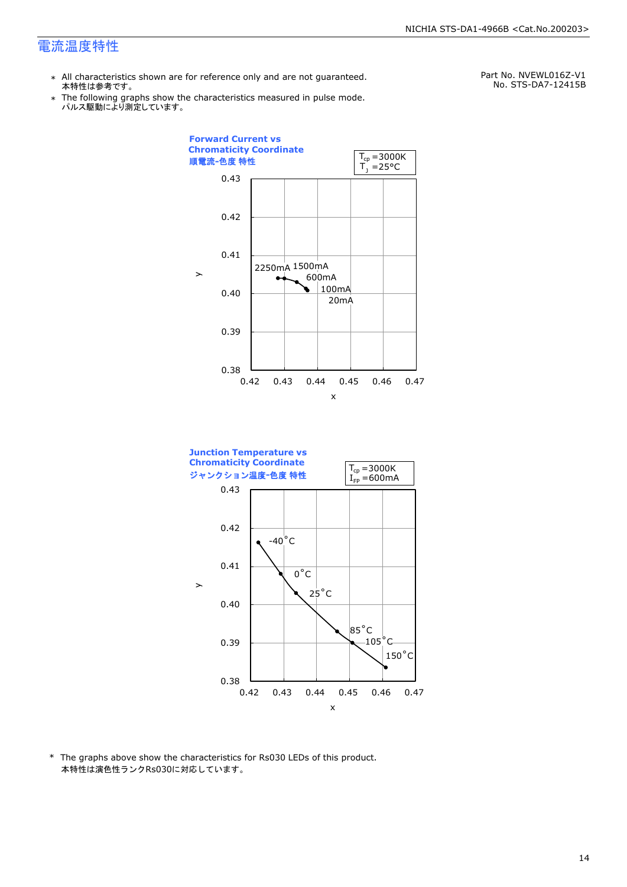# 電流温度特性

Part No. NVEWL016Z-V1
No. STS-DA7-12415B

- All characteristics shown are for reference only and are not guaranteed.
  本特性は参考です。
- The following graphs show the characteristics measured in pulse mode.
  パルス駆動により測定しています。

**Forward Current vs Chromaticity Coordinate**
**順電流-色度 特性**

$T_{cp}$ =3000K
$T_J$ =25°C

y axis: 0.38 – 0.43; x axis: 0.42 – 0.47

Labels: 2250mA, 1500mA, 600mA, 100mA, 20mA

**Junction Temperature vs Chromaticity Coordinate**
**ジャンクション温度-色度 特性**

$T_{cp}$ =3000K
$I_{FP}$ =600mA

y axis: 0.38 – 0.43; x axis: 0.42 – 0.47

Labels: -40°C, 0°C, 25°C, 85°C, 105°C, 150°C

\* The graphs above show the characteristics for Rs030 LEDs of this product.
本特性は演色性ランクRs030に対応しています。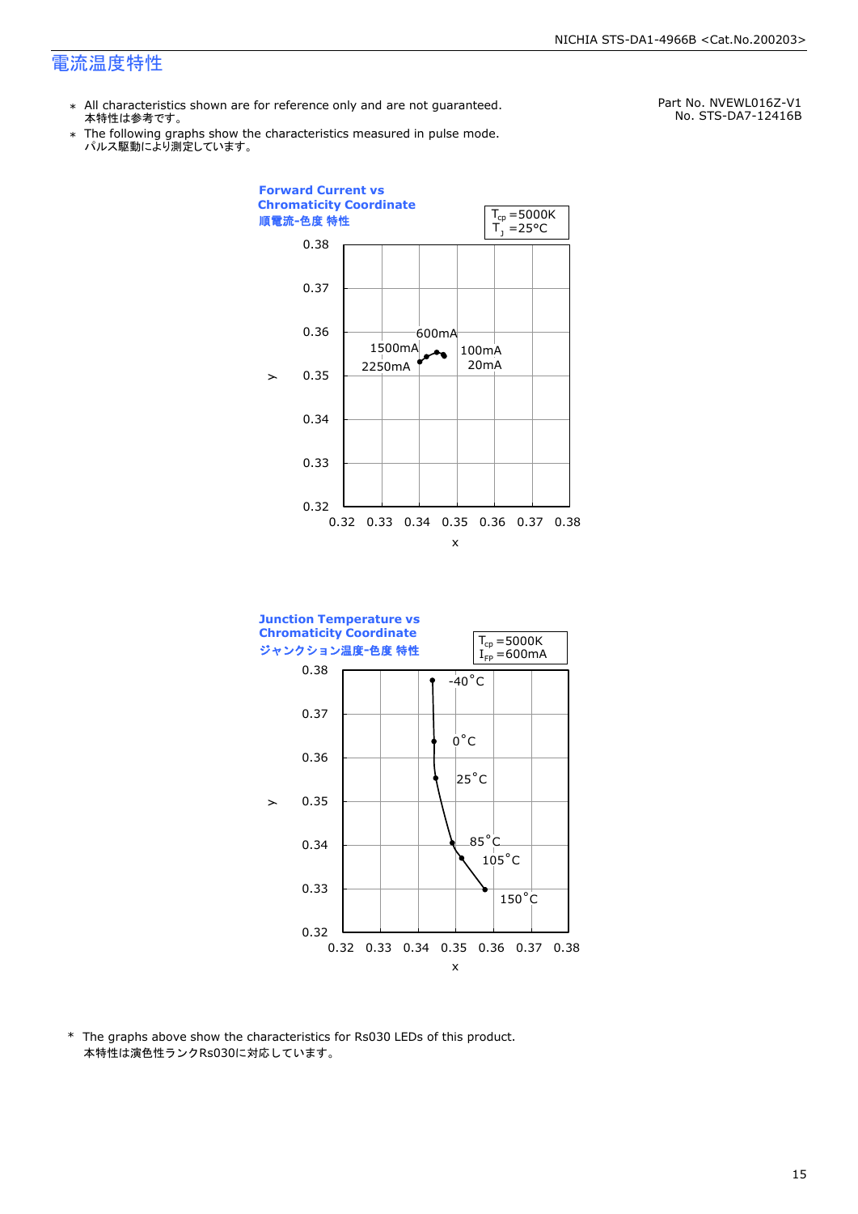## 電流温度特性

- \* All characteristics shown are for reference only and are not guaranteed.
  本特性は参考です。
- \* The following graphs show the characteristics measured in pulse mode.
  パルス駆動により測定しています。

Part No. NVEWL016Z-V1
No. STS-DA7-12416B

**Forward Current vs Chromaticity Coordinate**
**順電流-色度 特性**

$T_{cp}$ =5000K
$T_J$ =25°C

y axis: 0.32 – 0.38; x axis: 0.32 – 0.38

Labels: 600mA, 1500mA, 2250mA, 100mA, 20mA

**Junction Temperature vs Chromaticity Coordinate**
**ジャンクション温度-色度 特性**

$T_{cp}$ =5000K
$I_{FP}$ =600mA

y axis: 0.32 – 0.38; x axis: 0.32 – 0.38

Labels: -40°C, 0°C, 25°C, 85°C, 105°C, 150°C

\* The graphs above show the characteristics for Rs030 LEDs of this product.
本特性は演色性ランクRs030に対応しています。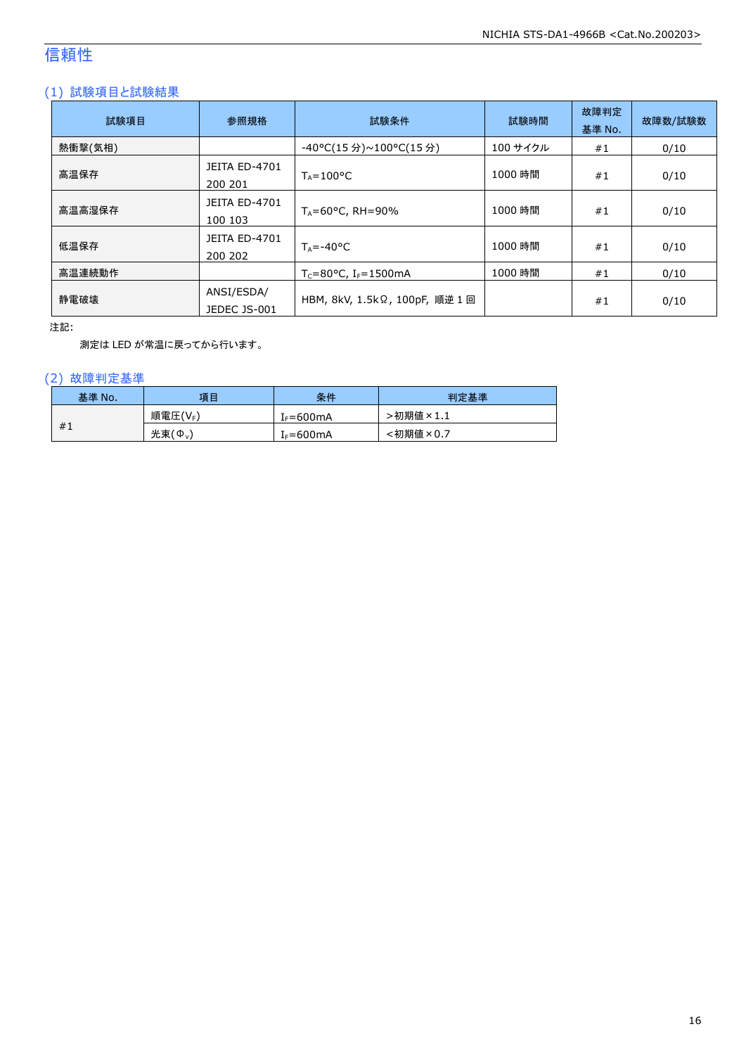# 信頼性

## (1) 試験項目と試験結果

| 試験項目 | 参照規格 | 試験条件 | 試験時間 | 故障判定基準 No. | 故障数/試験数 |
|---|---|---|---|---|---|
| 熱衝撃(気相) | | -40°C(15 分)~100°C(15 分) | 100 サイクル | #1 | 0/10 |
| 高温保存 | JEITA ED-4701 200 201 | $T_A$=100°C | 1000 時間 | #1 | 0/10 |
| 高温高湿保存 | JEITA ED-4701 100 103 | $T_A$=60°C, RH=90% | 1000 時間 | #1 | 0/10 |
| 低温保存 | JEITA ED-4701 200 202 | $T_A$=-40°C | 1000 時間 | #1 | 0/10 |
| 高温連続動作 | | $T_C$=80°C, $I_F$=1500mA | 1000 時間 | #1 | 0/10 |
| 静電破壊 | ANSI/ESDA/ JEDEC JS-001 | HBM, 8kV, 1.5kΩ, 100pF, 順逆 1 回 | | #1 | 0/10 |

注記:

測定は LED が常温に戻ってから行います。

## (2) 故障判定基準

| 基準 No. | 項目 | 条件 | 判定基準 |
|---|---|---|---|
| #1 | 順電圧($V_F$) | $I_F$=600mA | >初期値×1.1 |
| | 光束($\Phi_v$) | $I_F$=600mA | <初期値×0.7 |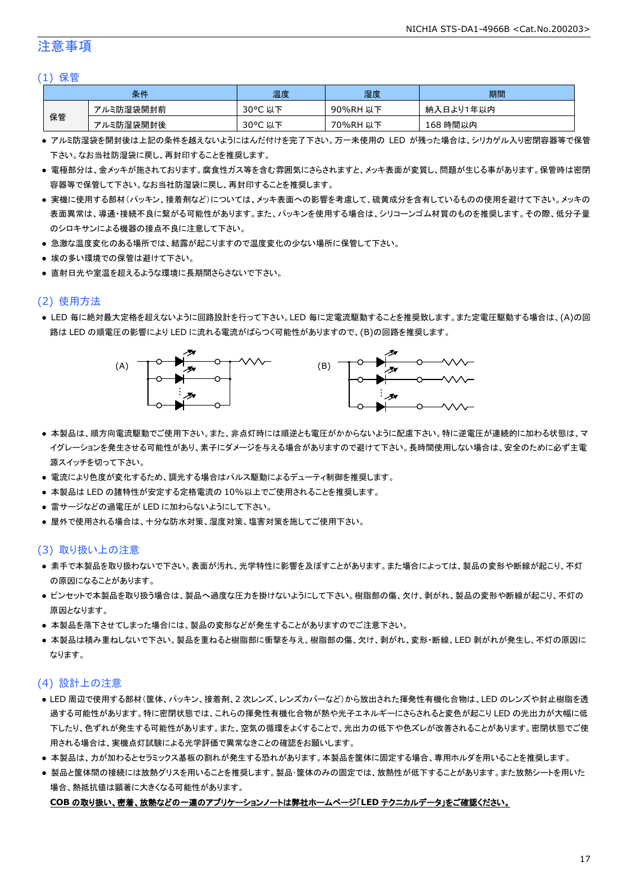# 注意事項

## (1) 保管

| 条件 | | 温度 | 湿度 | 期間 |
|---|---|---|---|---|
| 保管 | アルミ防湿袋開封前 | 30°C 以下 | 90%RH 以下 | 納入日より1年以内 |
| | アルミ防湿袋開封後 | 30°C 以下 | 70%RH 以下 | 168 時間以内 |

- アルミ防湿袋を開封後は上記の条件を越えないようにはんだ付けを完了下さい。万一未使用の LED が残った場合は、シリカゲル入り密閉容器等で保管下さい。なお当社防湿袋に戻し、再封印することを推奨します。
- 電極部分は、金メッキが施されております。腐食性ガス等を含む雰囲気にさらされますと、メッキ表面が変質し、問題が生じる事があります。保管時は密閉容器等で保管して下さい。なお当社防湿袋に戻し、再封印することを推奨します。
- 実機に使用する部材(パッキン、接着剤など)については、メッキ表面への影響を考慮して、硫黄成分を含有しているものの使用を避けて下さい。メッキの表面異常は、導通・接続不良に繋がる可能性があります。また、パッキンを使用する場合は、シリコーンゴム材質のものを推奨します。その際、低分子量のシロキサンによる機器の接点不良に注意して下さい。
- 急激な温度変化のある場所では、結露が起こりますので温度変化の少ない場所に保管して下さい。
- 埃の多い環境での保管は避けて下さい。
- 直射日光や室温を超えるような環境に長期間さらさないで下さい。

## (2) 使用方法

- LED 毎に絶対最大定格を超えないように回路設計を行って下さい。LED 毎に定電流駆動することを推奨致します。また定電圧駆動する場合は、(A)の回路は LED の順電圧の影響により LED に流れる電流がばらつく可能性がありますので、(B)の回路を推奨します。

(A) (B)

- 本製品は、順方向電流駆動でご使用下さい。また、非点灯時には順逆とも電圧がかからないように配慮下さい。特に逆電圧が連続的に加わる状態は、マイグレーションを発生させる可能性があり、素子にダメージを与える場合がありますので避けて下さい。長時間使用しない場合は、安全のために必ず主電源スイッチを切って下さい。
- 電流により色度が変化するため、調光する場合はパルス駆動によるデューティ制御を推奨します。
- 本製品は LED の諸特性が安定する定格電流の 10%以上でご使用されることを推奨します。
- 雷サージなどの過電圧が LED に加わらないようにして下さい。
- 屋外で使用される場合は、十分な防水対策、湿度対策、塩害対策を施してご使用下さい。

## (3) 取り扱い上の注意

- 素手で本製品を取り扱わないで下さい。表面が汚れ、光学特性に影響を及ぼすことがあります。また場合によっては、製品の変形や断線が起こり、不灯の原因になることがあります。
- ピンセットで本製品を取り扱う場合は、製品へ過度な圧力を掛けないようにして下さい。樹脂部の傷、欠け、剥がれ、製品の変形や断線が起こり、不灯の原因となります。
- 本製品を落下させてしまった場合には、製品の変形などが発生することがありますのでご注意下さい。
- 本製品は積み重ねしないで下さい。製品を重ねると樹脂部に衝撃を与え、樹脂部の傷、欠け、剥がれ、変形・断線、LED 剥がれが発生し、不灯の原因になります。

## (4) 設計上の注意

- LED 周辺で使用する部材(筐体、パッキン、接着剤、2 次レンズ、レンズカバーなど)から放出された揮発性有機化合物は、LED のレンズや封止樹脂を透過する可能性があります。特に密閉状態では、これらの揮発性有機化合物が熱や光子エネルギーにさらされると変色が起こり LED の光出力が大幅に低下したり、色ずれが発生する可能性があります。また、空気の循環をよくすることで、光出力の低下や色ズレが改善されることがあります。密閉状態でご使用される場合は、実機点灯試験による光学評価で異常なきことの確認をお願いします。
- 本製品は、力が加わるとセラミックス基板の割れが発生する恐れがあります。本製品を筐体に固定する場合、専用ホルダを用いることを推奨します。
- 製品と筐体間の接続には放熱グリスを用いることを推奨します。製品･筐体のみの固定では、放熱性が低下することがあります。また放熱シートを用いた場合、熱抵抗値は顕著に大きくなる可能性があります。

**COB の取り扱い、密着、放熱などの一連のアプリケーションノートは弊社ホームページ「LED テクニカルデータ」をご確認ください。**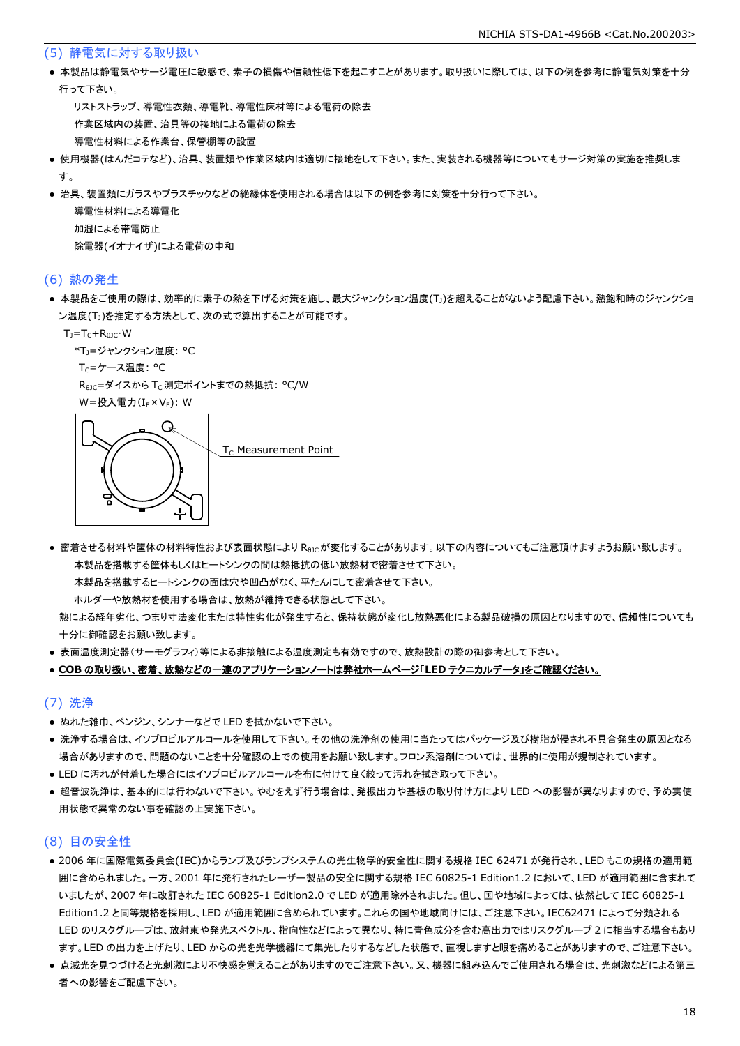## (5) 静電気に対する取り扱い

- 本製品は静電気やサージ電圧に敏感で、素子の損傷や信頼性低下を起こすことがあります。取り扱いに際しては、以下の例を参考に静電気対策を十分行って下さい。
  - リストストラップ、導電性衣類、導電靴、導電性床材等による電荷の除去
  - 作業区域内の装置、治具等の接地による電荷の除去
  - 導電性材料による作業台、保管棚等の設置
- 使用機器(はんだコテなど)、治具、装置類や作業区域内は適切に接地をして下さい。また、実装される機器等についてもサージ対策の実施を推奨します。
- 治具、装置類にガラスやプラスチックなどの絶縁体を使用される場合は以下の例を参考に対策を十分行って下さい。
  - 導電性材料による導電化
  - 加湿による帯電防止
  - 除電器(イオナイザ)による電荷の中和

## (6) 熱の発生

- 本製品をご使用の際は、効率的に素子の熱を下げる対策を施し、最大ジャンクション温度($T_J$)を超えることがないよう配慮下さい。熱飽和時のジャンクション温度($T_J$)を推定する方法として、次の式で算出することが可能です。

  $T_J=T_C+R_{\theta JC}\cdot W$

  *$T_J$=ジャンクション温度: °C
  
  $T_C$=ケース温度: °C
  
  $R_{\theta JC}$=ダイスから $T_C$ 測定ポイントまでの熱抵抗: °C/W
  
  W=投入電力($I_F\times V_F$): W

  $T_C$ Measurement Point

- 密着させる材料や筐体の材料特性および表面状態により $R_{\theta JC}$ が変化することがあります。以下の内容についてもご注意頂けますようお願い致します。
  - 本製品を搭載する筐体もしくはヒートシンクの間は熱抵抗の低い放熱材で密着させて下さい。
  - 本製品を搭載するヒートシンクの面は穴や凹凸がなく、平たんにして密着させて下さい。
  - ホルダーや放熱材を使用する場合は、放熱が維持できる状態として下さい。

  熱による経年劣化、つまり寸法変化または特性劣化が発生すると、保持状態が変化し放熱悪化による製品破損の原因となりますので、信頼性についても十分に御確認をお願い致します。
- 表面温度測定器(サーモグラフィ)等による非接触による温度測定も有効ですので、放熱設計の際の御参考として下さい。
- **COB の取り扱い、密着、放熱などの一連のアプリケーションノートは弊社ホームページ「LED テクニカルデータ」をご確認ください。**

## (7) 洗浄

- ぬれた雑巾、ベンジン、シンナーなどで LED を拭かないで下さい。
- 洗浄する場合は、イソプロピルアルコールを使用して下さい。その他の洗浄剤の使用に当たってはパッケージ及び樹脂が侵され不具合発生の原因となる場合がありますので、問題のないことを十分確認の上での使用をお願い致します。フロン系溶剤については、世界的に使用が規制されています。
- LED に汚れが付着した場合にはイソプロピルアルコールを布に付けて良く絞って汚れを拭き取って下さい。
- 超音波洗浄は、基本的には行わないで下さい。やむをえず行う場合は、発振出力や基板の取り付け方により LED への影響が異なりますので、予め実使用状態で異常のない事を確認の上実施下さい。

## (8) 目の安全性

- 2006 年に国際電気委員会(IEC)からランプ及びランプシステムの光生物学的安全性に関する規格 IEC 62471 が発行され、LED もこの規格の適用範囲に含められました。一方、2001 年に発行されたレーザー製品の安全に関する規格 IEC 60825-1 Edition1.2 において、LED が適用範囲に含まれていましたが、2007 年に改訂された IEC 60825-1 Edition2.0 で LED が適用除外されました。但し、国や地域によっては、依然として IEC 60825-1 Edition1.2 と同等規格を採用し、LED が適用範囲に含められています。これらの国や地域向けには、ご注意下さい。IEC62471 によって分類される LED のリスクグループは、放射束や発光スペクトル、指向性などによって異なり、特に青色成分を含む高出力ではリスクグループ 2 に相当する場合もあります。LED の出力を上げたり、LED からの光を光学機器にて集光したりするなどした状態で、直視しますと眼を痛めることがありますので、ご注意下さい。
- 点滅光を見つづけると光刺激により不快感を覚えることがありますのでご注意下さい。又、機器に組み込んでご使用される場合は、光刺激などによる第三者への影響をご配慮下さい。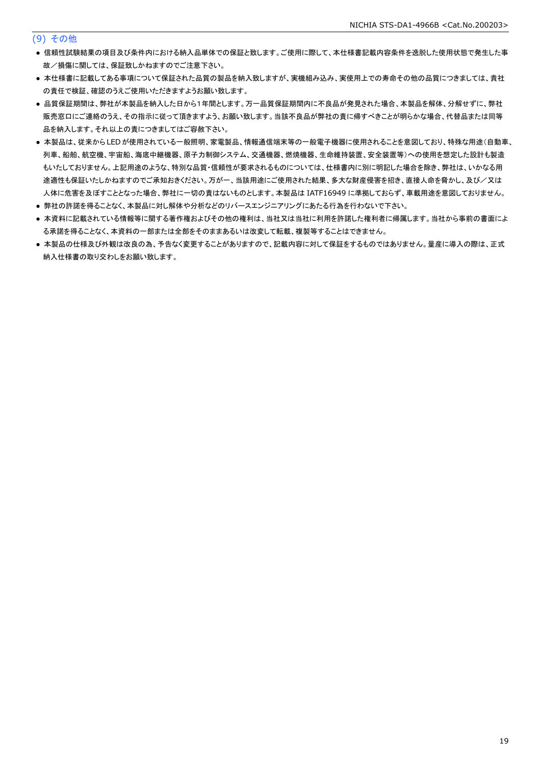## (9) その他

- 信頼性試験結果の項目及び条件内における納入品単体での保証と致します。ご使用に際して、本仕様書記載内容条件を逸脱した使用状態で発生した事故／損傷に関しては、保証致しかねますのでご注意下さい。
- 本仕様書に記載してある事項について保証された品質の製品を納入致しますが、実機組み込み、実使用上での寿命その他の品質につきましては、貴社の責任で検証、確認のうえご使用いただきますようお願い致します。
- 品質保証期間は、弊社が本製品を納入した日から1年間とします。万一品質保証期間内に不良品が発見された場合、本製品を解体、分解せずに、弊社販売窓口にご連絡のうえ、その指示に従って頂きますよう、お願い致します。当該不良品が弊社の責に帰すべきことが明らかな場合、代替品または同等品を納入します。それ以上の責につきましてはご容赦下さい。
- 本製品は、従来からLEDが使用されている一般照明、家電製品、情報通信端末等の一般電子機器に使用されることを意図しており、特殊な用途（自動車、列車、船舶、航空機、宇宙船、海底中継機器、原子力制御システム、交通機器、燃焼機器、生命維持装置、安全装置等）への使用を想定した設計も製造もいたしておりません。上記用途のような、特別な品質・信頼性が要求されるものについては、仕様書内に別に明記した場合を除き、弊社は、いかなる用途適性も保証いたしかねますのでご承知おきください。万が一、当該用途にご使用された結果、多大な財産侵害を招き、直接人命を脅かし、及び／又は人体に危害を及ぼすこととなった場合、弊社に一切の責はないものとします。本製品は IATF16949 に準拠しておらず、車載用途を意図しておりません。
- 弊社の許諾を得ることなく、本製品に対し解体や分析などのリバースエンジニアリングにあたる行為を行わないで下さい。
- 本資料に記載されている情報等に関する著作権およびその他の権利は、当社又は当社に利用を許諾した権利者に帰属します。当社から事前の書面による承諾を得ることなく、本資料の一部または全部をそのままあるいは改変して転載、複製等することはできません。
- 本製品の仕様及び外観は改良の為、予告なく変更することがありますので、記載内容に対して保証をするものではありません。量産に導入の際は、正式納入仕様書の取り交わしをお願い致します。